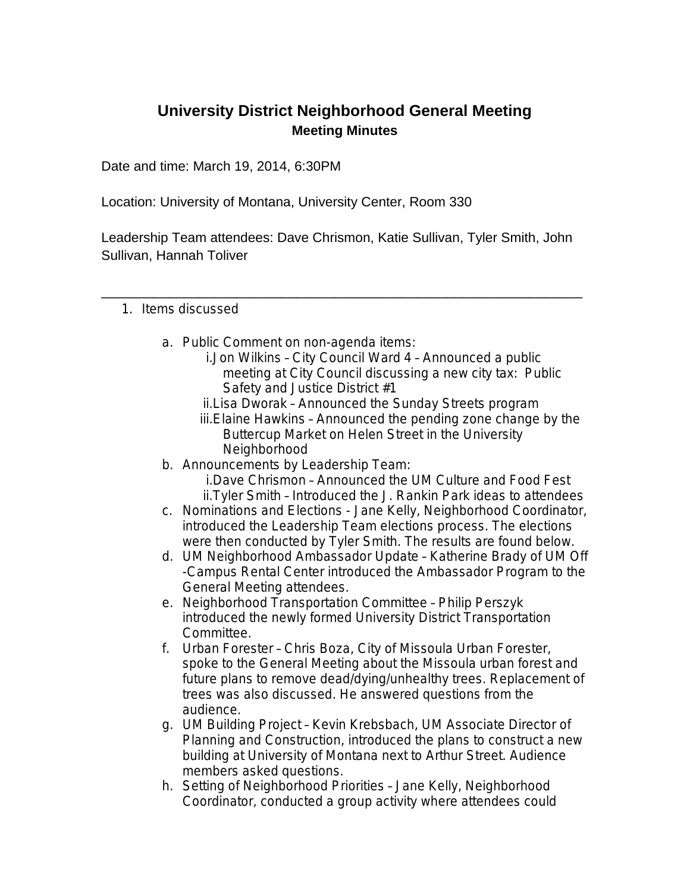# University District Neighborhood General Meeting

## Meeting Minutes

Date and time: March 19, 2014, 6:30PM

Location: University of Montana, University Center, Room 330

Leadership Team attendees: Dave Chrismon, Katie Sullivan, Tyler Smith, John Sullivan, Hannah Toliver

---

1. Items discussed

   a. Public Comment on non-agenda items:
      i. Jon Wilkins – City Council Ward 4 – Announced a public meeting at City Council discussing a new city tax: Public Safety and Justice District #1
      ii. Lisa Dworak – Announced the Sunday Streets program
      iii. Elaine Hawkins – Announced the pending zone change by the Buttercup Market on Helen Street in the University Neighborhood

   b. Announcements by Leadership Team:
      i. Dave Chrismon – Announced the UM Culture and Food Fest
      ii. Tyler Smith – Introduced the J. Rankin Park ideas to attendees

   c. Nominations and Elections - Jane Kelly, Neighborhood Coordinator, introduced the Leadership Team elections process. The elections were then conducted by Tyler Smith. The results are found below.

   d. UM Neighborhood Ambassador Update – Katherine Brady of UM Off-Campus Rental Center introduced the Ambassador Program to the General Meeting attendees.

   e. Neighborhood Transportation Committee – Philip Perszyk introduced the newly formed University District Transportation Committee.

   f. Urban Forester – Chris Boza, City of Missoula Urban Forester, spoke to the General Meeting about the Missoula urban forest and future plans to remove dead/dying/unhealthy trees. Replacement of trees was also discussed. He answered questions from the audience.

   g. UM Building Project – Kevin Krebsbach, UM Associate Director of Planning and Construction, introduced the plans to construct a new building at University of Montana next to Arthur Street. Audience members asked questions.

   h. Setting of Neighborhood Priorities – Jane Kelly, Neighborhood Coordinator, conducted a group activity where attendees could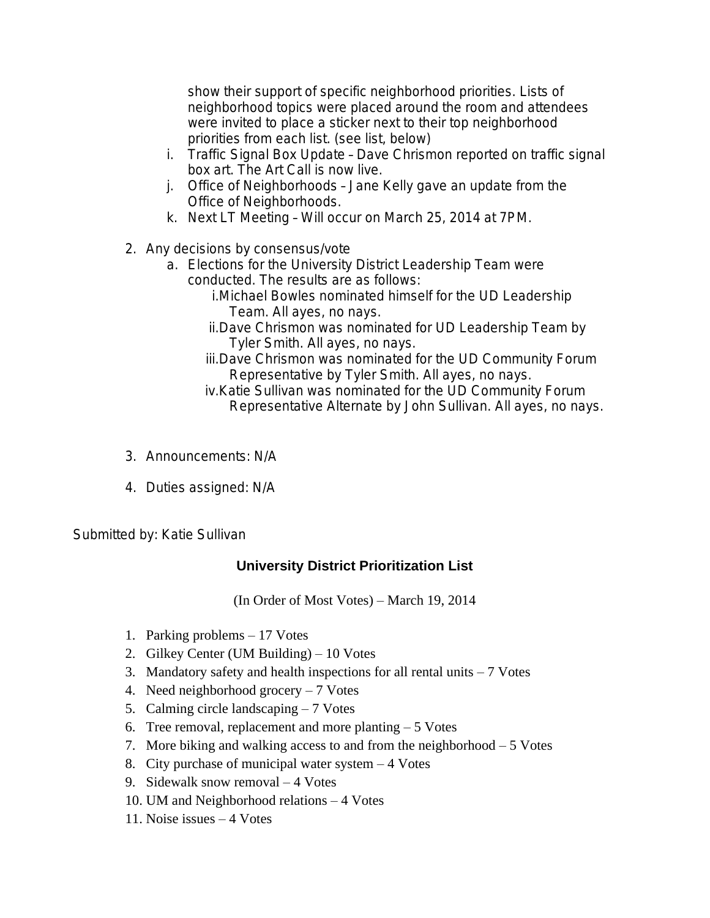show their support of specific neighborhood priorities. Lists of neighborhood topics were placed around the room and attendees were invited to place a sticker next to their top neighborhood priorities from each list. (see list, below)

   i. Traffic Signal Box Update – Dave Chrismon reported on traffic signal box art. The Art Call is now live.
   j. Office of Neighborhoods – Jane Kelly gave an update from the Office of Neighborhoods.
   k. Next LT Meeting – Will occur on March 25, 2014 at 7PM.

2. Any decisions by consensus/vote
   a. Elections for the University District Leadership Team were conducted. The results are as follows:
      i. Michael Bowles nominated himself for the UD Leadership Team. All ayes, no nays.
      ii. Dave Chrismon was nominated for UD Leadership Team by Tyler Smith. All ayes, no nays.
      iii. Dave Chrismon was nominated for the UD Community Forum Representative by Tyler Smith. All ayes, no nays.
      iv. Katie Sullivan was nominated for the UD Community Forum Representative Alternate by John Sullivan. All ayes, no nays.

3. Announcements: N/A

4. Duties assigned: N/A

Submitted by: Katie Sullivan

## University District Prioritization List

(In Order of Most Votes) – March 19, 2014

1. Parking problems – 17 Votes
2. Gilkey Center (UM Building) – 10 Votes
3. Mandatory safety and health inspections for all rental units – 7 Votes
4. Need neighborhood grocery – 7 Votes
5. Calming circle landscaping – 7 Votes
6. Tree removal, replacement and more planting – 5 Votes
7. More biking and walking access to and from the neighborhood – 5 Votes
8. City purchase of municipal water system – 4 Votes
9. Sidewalk snow removal – 4 Votes
10. UM and Neighborhood relations – 4 Votes
11. Noise issues – 4 Votes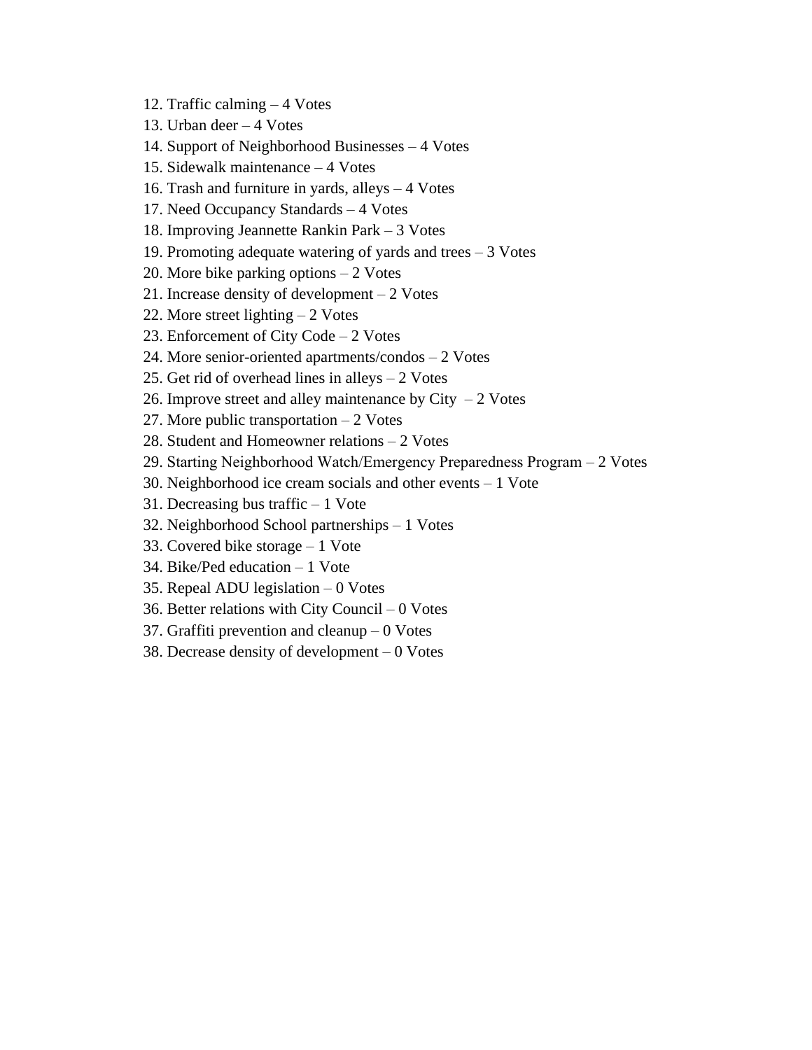12. Traffic calming – 4 Votes
13. Urban deer – 4 Votes
14. Support of Neighborhood Businesses – 4 Votes
15. Sidewalk maintenance – 4 Votes
16. Trash and furniture in yards, alleys – 4 Votes
17. Need Occupancy Standards – 4 Votes
18. Improving Jeannette Rankin Park – 3 Votes
19. Promoting adequate watering of yards and trees – 3 Votes
20. More bike parking options – 2 Votes
21. Increase density of development – 2 Votes
22. More street lighting – 2 Votes
23. Enforcement of City Code – 2 Votes
24. More senior-oriented apartments/condos – 2 Votes
25. Get rid of overhead lines in alleys – 2 Votes
26. Improve street and alley maintenance by City – 2 Votes
27. More public transportation – 2 Votes
28. Student and Homeowner relations – 2 Votes
29. Starting Neighborhood Watch/Emergency Preparedness Program – 2 Votes
30. Neighborhood ice cream socials and other events – 1 Vote
31. Decreasing bus traffic – 1 Vote
32. Neighborhood School partnerships – 1 Votes
33. Covered bike storage – 1 Vote
34. Bike/Ped education – 1 Vote
35. Repeal ADU legislation – 0 Votes
36. Better relations with City Council – 0 Votes
37. Graffiti prevention and cleanup – 0 Votes
38. Decrease density of development – 0 Votes